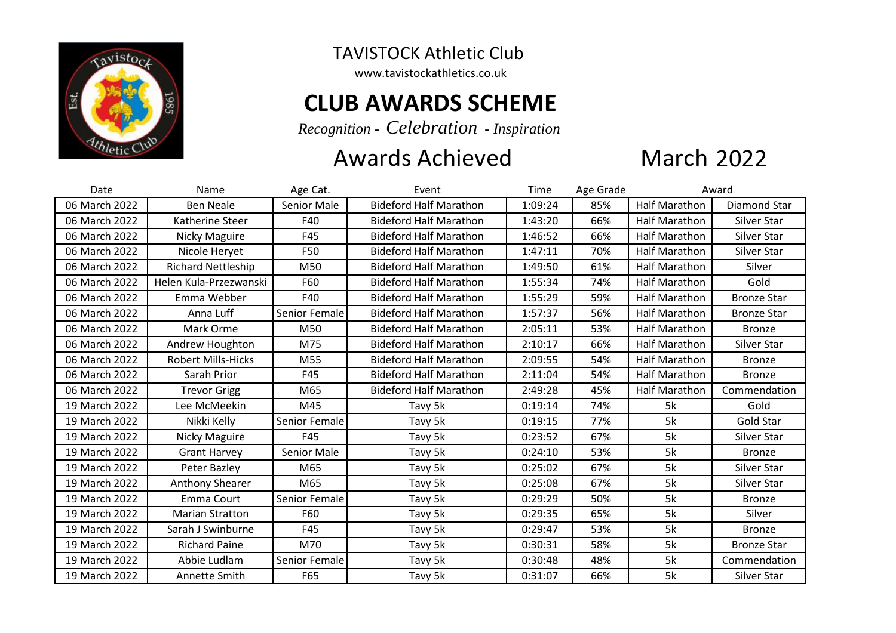# TAVISTOCK Athletic Club

www.tavistockathletics.co.uk

## CLUB AWARDS SCHEME

*Recognition - Celebration - Inspiration*

## Awards Achieved March 2022

| Date | Name | Age Cat. | Event | Time | Age Grade | Award | |
|---|---|---|---|---|---|---|---|
| 06 March 2022 | Ben Neale | Senior Male | Bideford Half Marathon | 1:09:24 | 85% | Half Marathon | Diamond Star |
| 06 March 2022 | Katherine Steer | F40 | Bideford Half Marathon | 1:43:20 | 66% | Half Marathon | Silver Star |
| 06 March 2022 | Nicky Maguire | F45 | Bideford Half Marathon | 1:46:52 | 66% | Half Marathon | Silver Star |
| 06 March 2022 | Nicole Heryet | F50 | Bideford Half Marathon | 1:47:11 | 70% | Half Marathon | Silver Star |
| 06 March 2022 | Richard Nettleship | M50 | Bideford Half Marathon | 1:49:50 | 61% | Half Marathon | Silver |
| 06 March 2022 | Helen Kula-Przezwanski | F60 | Bideford Half Marathon | 1:55:34 | 74% | Half Marathon | Gold |
| 06 March 2022 | Emma Webber | F40 | Bideford Half Marathon | 1:55:29 | 59% | Half Marathon | Bronze Star |
| 06 March 2022 | Anna Luff | Senior Female | Bideford Half Marathon | 1:57:37 | 56% | Half Marathon | Bronze Star |
| 06 March 2022 | Mark Orme | M50 | Bideford Half Marathon | 2:05:11 | 53% | Half Marathon | Bronze |
| 06 March 2022 | Andrew Houghton | M75 | Bideford Half Marathon | 2:10:17 | 66% | Half Marathon | Silver Star |
| 06 March 2022 | Robert Mills-Hicks | M55 | Bideford Half Marathon | 2:09:55 | 54% | Half Marathon | Bronze |
| 06 March 2022 | Sarah Prior | F45 | Bideford Half Marathon | 2:11:04 | 54% | Half Marathon | Bronze |
| 06 March 2022 | Trevor Grigg | M65 | Bideford Half Marathon | 2:49:28 | 45% | Half Marathon | Commendation |
| 19 March 2022 | Lee McMeekin | M45 | Tavy 5k | 0:19:14 | 74% | 5k | Gold |
| 19 March 2022 | Nikki Kelly | Senior Female | Tavy 5k | 0:19:15 | 77% | 5k | Gold Star |
| 19 March 2022 | Nicky Maguire | F45 | Tavy 5k | 0:23:52 | 67% | 5k | Silver Star |
| 19 March 2022 | Grant Harvey | Senior Male | Tavy 5k | 0:24:10 | 53% | 5k | Bronze |
| 19 March 2022 | Peter Bazley | M65 | Tavy 5k | 0:25:02 | 67% | 5k | Silver Star |
| 19 March 2022 | Anthony Shearer | M65 | Tavy 5k | 0:25:08 | 67% | 5k | Silver Star |
| 19 March 2022 | Emma Court | Senior Female | Tavy 5k | 0:29:29 | 50% | 5k | Bronze |
| 19 March 2022 | Marian Stratton | F60 | Tavy 5k | 0:29:35 | 65% | 5k | Silver |
| 19 March 2022 | Sarah J Swinburne | F45 | Tavy 5k | 0:29:47 | 53% | 5k | Bronze |
| 19 March 2022 | Richard Paine | M70 | Tavy 5k | 0:30:31 | 58% | 5k | Bronze Star |
| 19 March 2022 | Abbie Ludlam | Senior Female | Tavy 5k | 0:30:48 | 48% | 5k | Commendation |
| 19 March 2022 | Annette Smith | F65 | Tavy 5k | 0:31:07 | 66% | 5k | Silver Star |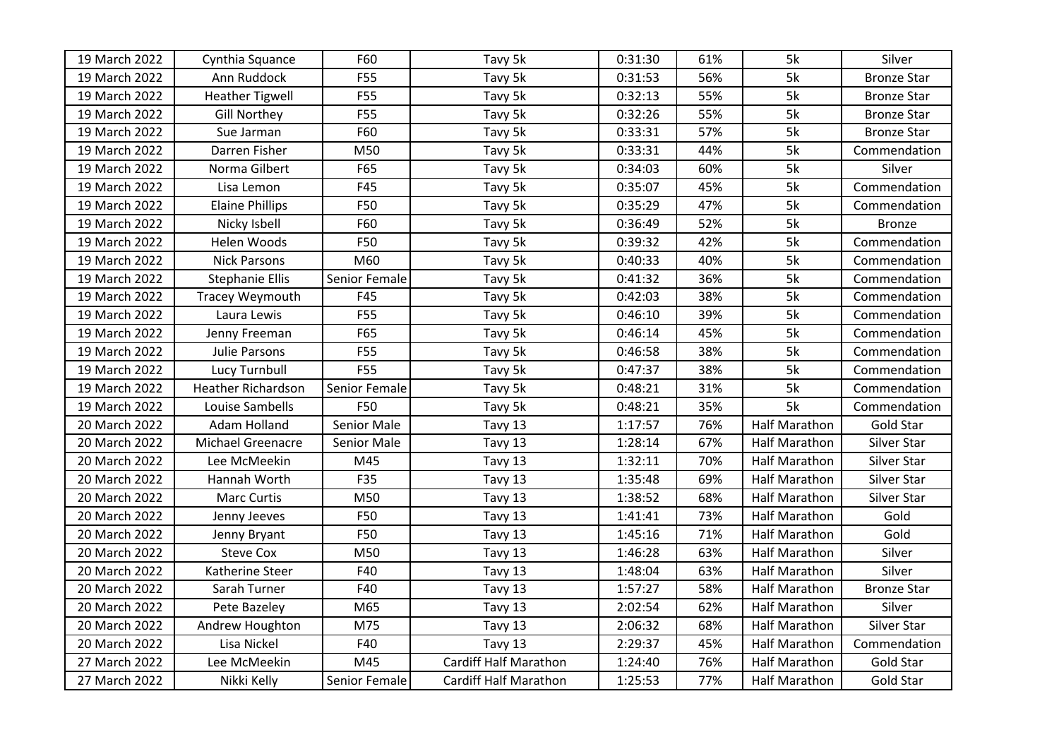| 19 March 2022 | Cynthia Squance | F60 | Tavy 5k | 0:31:30 | 61% | 5k | Silver |
|---|---|---|---|---|---|---|---|
| 19 March 2022 | Ann Ruddock | F55 | Tavy 5k | 0:31:53 | 56% | 5k | Bronze Star |
| 19 March 2022 | Heather Tigwell | F55 | Tavy 5k | 0:32:13 | 55% | 5k | Bronze Star |
| 19 March 2022 | Gill Northey | F55 | Tavy 5k | 0:32:26 | 55% | 5k | Bronze Star |
| 19 March 2022 | Sue Jarman | F60 | Tavy 5k | 0:33:31 | 57% | 5k | Bronze Star |
| 19 March 2022 | Darren Fisher | M50 | Tavy 5k | 0:33:31 | 44% | 5k | Commendation |
| 19 March 2022 | Norma Gilbert | F65 | Tavy 5k | 0:34:03 | 60% | 5k | Silver |
| 19 March 2022 | Lisa Lemon | F45 | Tavy 5k | 0:35:07 | 45% | 5k | Commendation |
| 19 March 2022 | Elaine Phillips | F50 | Tavy 5k | 0:35:29 | 47% | 5k | Commendation |
| 19 March 2022 | Nicky Isbell | F60 | Tavy 5k | 0:36:49 | 52% | 5k | Bronze |
| 19 March 2022 | Helen Woods | F50 | Tavy 5k | 0:39:32 | 42% | 5k | Commendation |
| 19 March 2022 | Nick Parsons | M60 | Tavy 5k | 0:40:33 | 40% | 5k | Commendation |
| 19 March 2022 | Stephanie Ellis | Senior Female | Tavy 5k | 0:41:32 | 36% | 5k | Commendation |
| 19 March 2022 | Tracey Weymouth | F45 | Tavy 5k | 0:42:03 | 38% | 5k | Commendation |
| 19 March 2022 | Laura Lewis | F55 | Tavy 5k | 0:46:10 | 39% | 5k | Commendation |
| 19 March 2022 | Jenny Freeman | F65 | Tavy 5k | 0:46:14 | 45% | 5k | Commendation |
| 19 March 2022 | Julie Parsons | F55 | Tavy 5k | 0:46:58 | 38% | 5k | Commendation |
| 19 March 2022 | Lucy Turnbull | F55 | Tavy 5k | 0:47:37 | 38% | 5k | Commendation |
| 19 March 2022 | Heather Richardson | Senior Female | Tavy 5k | 0:48:21 | 31% | 5k | Commendation |
| 19 March 2022 | Louise Sambells | F50 | Tavy 5k | 0:48:21 | 35% | 5k | Commendation |
| 20 March 2022 | Adam Holland | Senior Male | Tavy 13 | 1:17:57 | 76% | Half Marathon | Gold Star |
| 20 March 2022 | Michael Greenacre | Senior Male | Tavy 13 | 1:28:14 | 67% | Half Marathon | Silver Star |
| 20 March 2022 | Lee McMeekin | M45 | Tavy 13 | 1:32:11 | 70% | Half Marathon | Silver Star |
| 20 March 2022 | Hannah Worth | F35 | Tavy 13 | 1:35:48 | 69% | Half Marathon | Silver Star |
| 20 March 2022 | Marc Curtis | M50 | Tavy 13 | 1:38:52 | 68% | Half Marathon | Silver Star |
| 20 March 2022 | Jenny Jeeves | F50 | Tavy 13 | 1:41:41 | 73% | Half Marathon | Gold |
| 20 March 2022 | Jenny Bryant | F50 | Tavy 13 | 1:45:16 | 71% | Half Marathon | Gold |
| 20 March 2022 | Steve Cox | M50 | Tavy 13 | 1:46:28 | 63% | Half Marathon | Silver |
| 20 March 2022 | Katherine Steer | F40 | Tavy 13 | 1:48:04 | 63% | Half Marathon | Silver |
| 20 March 2022 | Sarah Turner | F40 | Tavy 13 | 1:57:27 | 58% | Half Marathon | Bronze Star |
| 20 March 2022 | Pete Bazeley | M65 | Tavy 13 | 2:02:54 | 62% | Half Marathon | Silver |
| 20 March 2022 | Andrew Houghton | M75 | Tavy 13 | 2:06:32 | 68% | Half Marathon | Silver Star |
| 20 March 2022 | Lisa Nickel | F40 | Tavy 13 | 2:29:37 | 45% | Half Marathon | Commendation |
| 27 March 2022 | Lee McMeekin | M45 | Cardiff Half Marathon | 1:24:40 | 76% | Half Marathon | Gold Star |
| 27 March 2022 | Nikki Kelly | Senior Female | Cardiff Half Marathon | 1:25:53 | 77% | Half Marathon | Gold Star |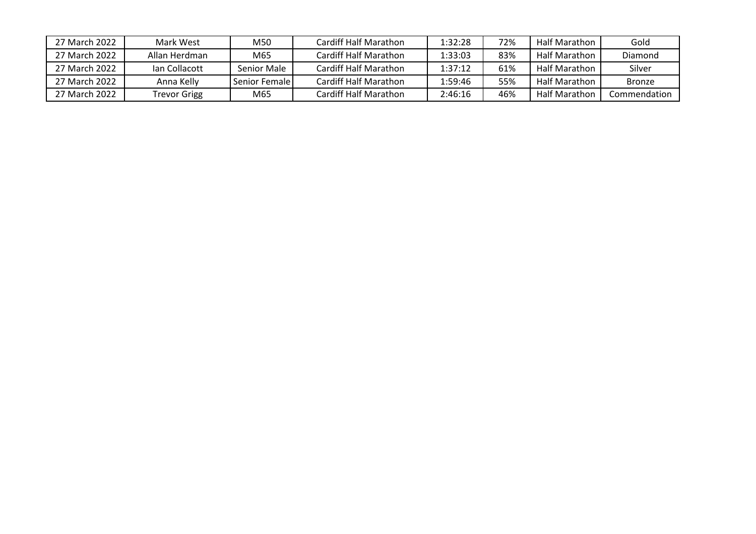| | | | | | | | |
|---|---|---|---|---|---|---|---|
| 27 March 2022 | Mark West | M50 | Cardiff Half Marathon | 1:32:28 | 72% | Half Marathon | Gold |
| 27 March 2022 | Allan Herdman | M65 | Cardiff Half Marathon | 1:33:03 | 83% | Half Marathon | Diamond |
| 27 March 2022 | Ian Collacott | Senior Male | Cardiff Half Marathon | 1:37:12 | 61% | Half Marathon | Silver |
| 27 March 2022 | Anna Kelly | Senior Female | Cardiff Half Marathon | 1:59:46 | 55% | Half Marathon | Bronze |
| 27 March 2022 | Trevor Grigg | M65 | Cardiff Half Marathon | 2:46:16 | 46% | Half Marathon | Commendation |